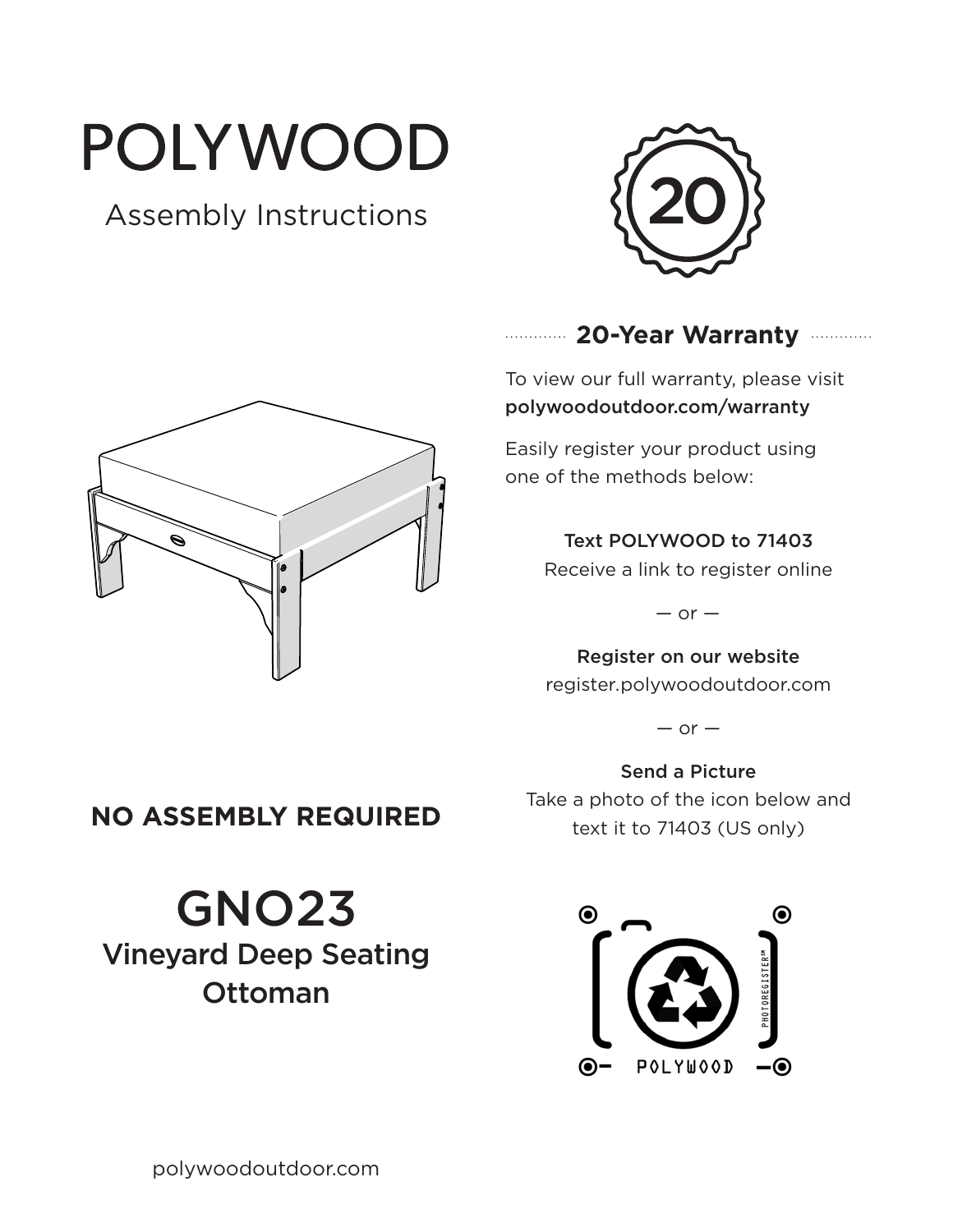# POLYWOOD

Assembly Instructions

20

## 20-Year Warranty

To view our full warranty, please visit **polywoodoutdoor.com/warranty**

Easily register your product using one of the methods below:

**Text POLYWOOD to 71403**
Receive a link to register online

— or —

**Register on our website**
register.polywoodoutdoor.com

— or —

**Send a Picture**
Take a photo of the icon below and text it to 71403 (US only)

PHOTOREGISTER℠

POLYWOOD

**NO ASSEMBLY REQUIRED**

# GNO23

## Vineyard Deep Seating Ottoman

polywoodoutdoor.com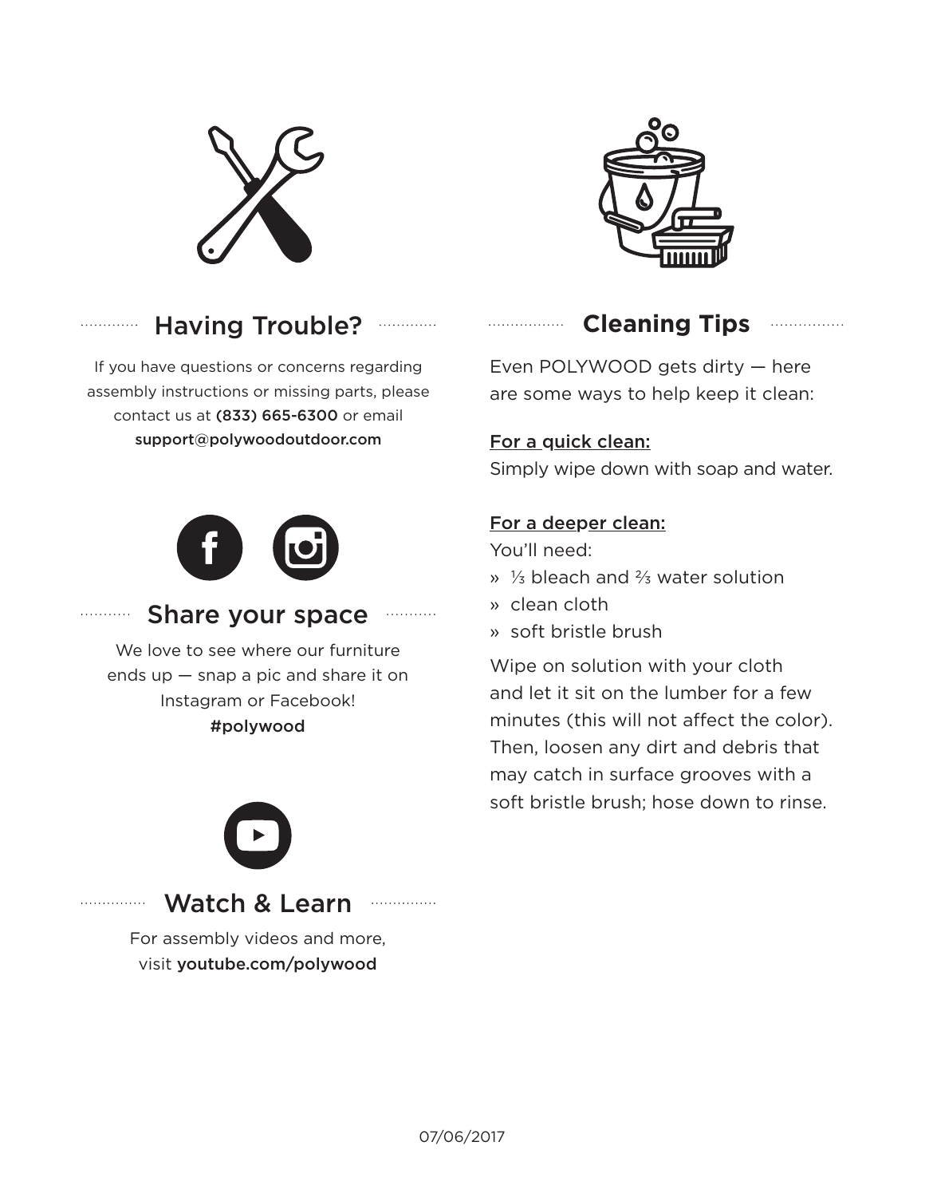## Having Trouble?

If you have questions or concerns regarding assembly instructions or missing parts, please contact us at **(833) 665-6300** or email **support@polywoodoutdoor.com**

## Share your space

We love to see where our furniture ends up — snap a pic and share it on Instagram or Facebook!
**#polywood**

## Watch & Learn

For assembly videos and more, visit **youtube.com/polywood**

## Cleaning Tips

Even POLYWOOD gets dirty — here are some ways to help keep it clean:

<u>For a quick clean:</u>
Simply wipe down with soap and water.

<u>For a deeper clean:</u>
You'll need:

- ⅓ bleach and ⅔ water solution
- clean cloth
- soft bristle brush

Wipe on solution with your cloth and let it sit on the lumber for a few minutes (this will not affect the color). Then, loosen any dirt and debris that may catch in surface grooves with a soft bristle brush; hose down to rinse.

07/06/2017